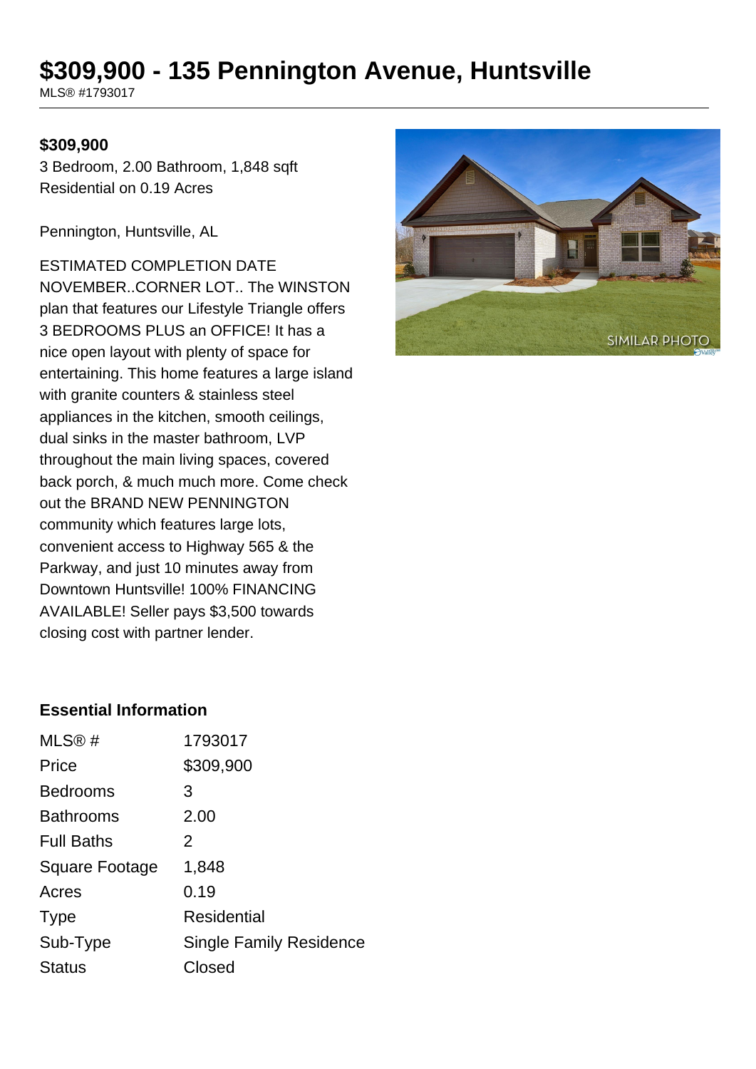# $309,900 - 135 Pennington Avenue, Huntsville

MLS® #1793017

**$309,900**

3 Bedroom, 2.00 Bathroom, 1,848 sqft
Residential on 0.19 Acres

Pennington, Huntsville, AL

ESTIMATED COMPLETION DATE NOVEMBER..CORNER LOT.. The WINSTON plan that features our Lifestyle Triangle offers 3 BEDROOMS PLUS an OFFICE! It has a nice open layout with plenty of space for entertaining. This home features a large island with granite counters & stainless steel appliances in the kitchen, smooth ceilings, dual sinks in the master bathroom, LVP throughout the main living spaces, covered back porch, & much much more. Come check out the BRAND NEW PENNINGTON community which features large lots, convenient access to Highway 565 & the Parkway, and just 10 minutes away from Downtown Huntsville! 100% FINANCING AVAILABLE! Seller pays $3,500 towards closing cost with partner lender.

### Essential Information

| | |
|---|---|
| MLS® # | 1793017 |
| Price | $309,900 |
| Bedrooms | 3 |
| Bathrooms | 2.00 |
| Full Baths | 2 |
| Square Footage | 1,848 |
| Acres | 0.19 |
| Type | Residential |
| Sub-Type | Single Family Residence |
| Status | Closed |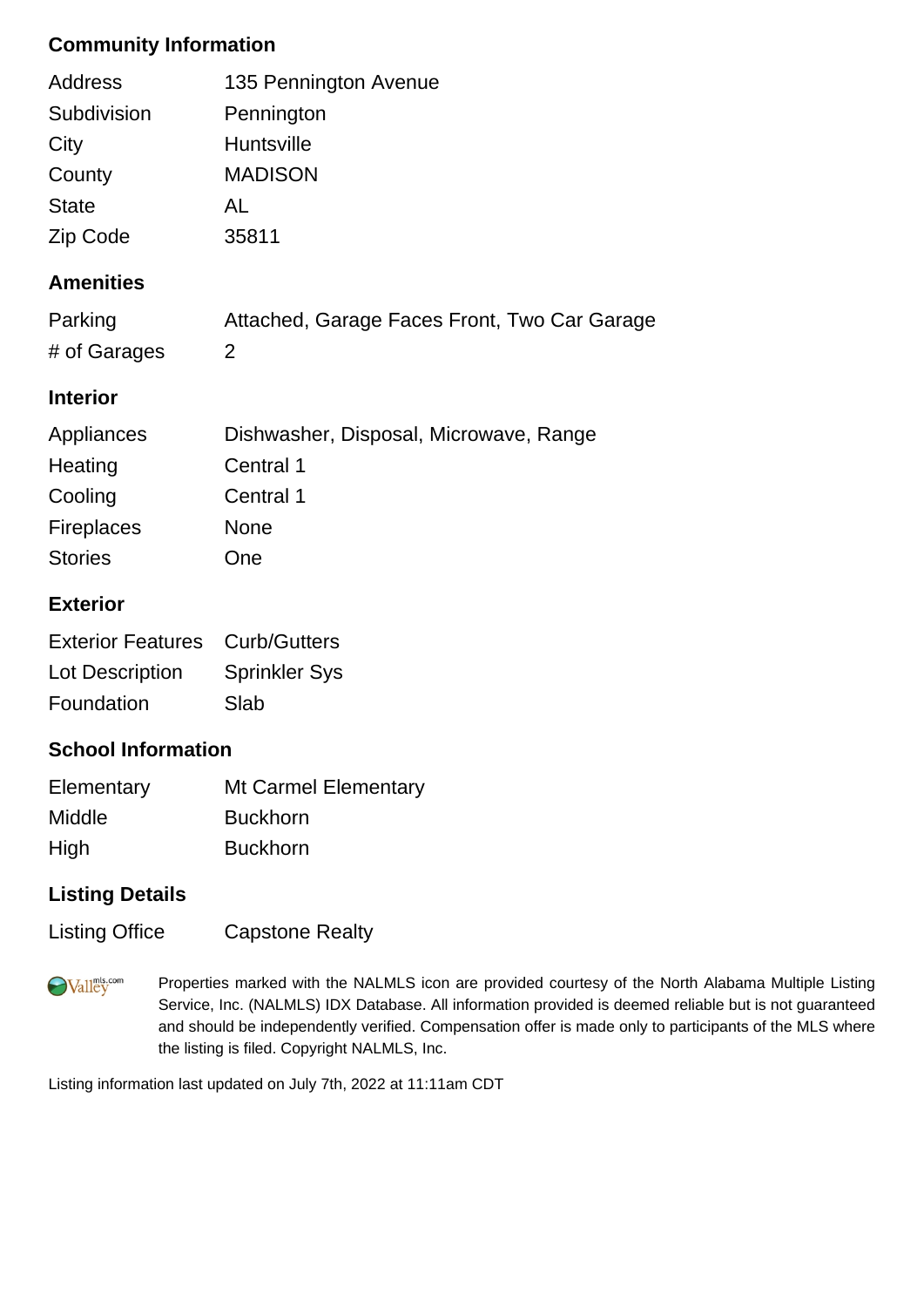## Community Information

| | |
|---|---|
| Address | 135 Pennington Avenue |
| Subdivision | Pennington |
| City | Huntsville |
| County | MADISON |
| State | AL |
| Zip Code | 35811 |

## Amenities

| | |
|---|---|
| Parking | Attached, Garage Faces Front, Two Car Garage |
| # of Garages | 2 |

## Interior

| | |
|---|---|
| Appliances | Dishwasher, Disposal, Microwave, Range |
| Heating | Central 1 |
| Cooling | Central 1 |
| Fireplaces | None |
| Stories | One |

## Exterior

| | |
|---|---|
| Exterior Features | Curb/Gutters |
| Lot Description | Sprinkler Sys |
| Foundation | Slab |

## School Information

| | |
|---|---|
| Elementary | Mt Carmel Elementary |
| Middle | Buckhorn |
| High | Buckhorn |

## Listing Details

| | |
|---|---|
| Listing Office | Capstone Realty |

Valleymls.com

Properties marked with the NALMLS icon are provided courtesy of the North Alabama Multiple Listing Service, Inc. (NALMLS) IDX Database. All information provided is deemed reliable but is not guaranteed and should be independently verified. Compensation offer is made only to participants of the MLS where the listing is filed. Copyright NALMLS, Inc.

Listing information last updated on July 7th, 2022 at 11:11am CDT